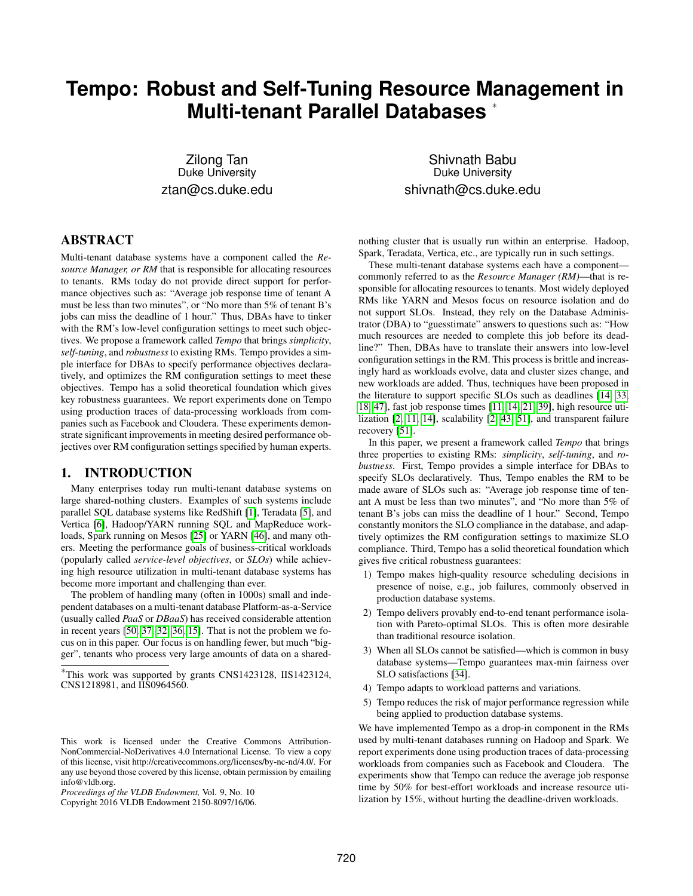# Tempo: Robust and Self-Tuning Resource Management in Multi-tenant Parallel Databases *

Zilong Tan
Duke University
ztan@cs.duke.edu

Shivnath Babu
Duke University
shivnath@cs.duke.edu

## ABSTRACT

Multi-tenant database systems have a component called the *Resource Manager, or RM* that is responsible for allocating resources to tenants. RMs today do not provide direct support for performance objectives such as: "Average job response time of tenant A must be less than two minutes", or "No more than 5% of tenant B's jobs can miss the deadline of 1 hour." Thus, DBAs have to tinker with the RM's low-level configuration settings to meet such objectives. We propose a framework called *Tempo* that brings *simplicity*, *self-tuning*, and *robustness* to existing RMs. Tempo provides a simple interface for DBAs to specify performance objectives declaratively, and optimizes the RM configuration settings to meet these objectives. Tempo has a solid theoretical foundation which gives key robustness guarantees. We report experiments done on Tempo using production traces of data-processing workloads from companies such as Facebook and Cloudera. These experiments demonstrate significant improvements in meeting desired performance objectives over RM configuration settings specified by human experts.

## 1. INTRODUCTION

Many enterprises today run multi-tenant database systems on large shared-nothing clusters. Examples of such systems include parallel SQL database systems like RedShift [1], Teradata [5], and Vertica [6], Hadoop/YARN running SQL and MapReduce workloads, Spark running on Mesos [25] or YARN [46], and many others. Meeting the performance goals of business-critical workloads (popularly called *service-level objectives*, or *SLOs*) while achieving high resource utilization in multi-tenant database systems has become more important and challenging than ever.

The problem of handling many (often in 1000s) small and independent databases on a multi-tenant database Platform-as-a-Service (usually called *PaaS* or *DBaaS*) has received considerable attention in recent years [50, 37, 32, 36, 15]. That is not the problem we focus on in this paper. Our focus is on handling fewer, but much "bigger", tenants who process very large amounts of data on a shared-nothing cluster that is usually run within an enterprise. Hadoop, Spark, Teradata, Vertica, etc., are typically run in such settings.

These multi-tenant database systems each have a component—commonly referred to as the *Resource Manager (RM)*—that is responsible for allocating resources to tenants. Most widely deployed RMs like YARN and Mesos focus on resource isolation and do not support SLOs. Instead, they rely on the Database Administrator (DBA) to "guesstimate" answers to questions such as: "How much resources are needed to complete this job before its deadline?" Then, DBAs have to translate their answers into low-level configuration settings in the RM. This process is brittle and increasingly hard as workloads evolve, data and cluster sizes change, and new workloads are added. Thus, techniques have been proposed in the literature to support specific SLOs such as deadlines [14, 33, 18, 47], fast job response times [11, 14, 21, 39], high resource utilization [2, 11, 14], scalability [2, 43, 51], and transparent failure recovery [51].

In this paper, we present a framework called *Tempo* that brings three properties to existing RMs: *simplicity*, *self-tuning*, and *robustness*. First, Tempo provides a simple interface for DBAs to specify SLOs declaratively. Thus, Tempo enables the RM to be made aware of SLOs such as: "Average job response time of tenant A must be less than two minutes", and "No more than 5% of tenant B's jobs can miss the deadline of 1 hour." Second, Tempo constantly monitors the SLO compliance in the database, and adaptively optimizes the RM configuration settings to maximize SLO compliance. Third, Tempo has a solid theoretical foundation which gives five critical robustness guarantees:

1) Tempo makes high-quality resource scheduling decisions in presence of noise, e.g., job failures, commonly observed in production database systems.
2) Tempo delivers provably end-to-end tenant performance isolation with Pareto-optimal SLOs. This is often more desirable than traditional resource isolation.
3) When all SLOs cannot be satisfied—which is common in busy database systems—Tempo guarantees max-min fairness over SLO satisfactions [34].
4) Tempo adapts to workload patterns and variations.
5) Tempo reduces the risk of major performance regression while being applied to production database systems.

We have implemented Tempo as a drop-in component in the RMs used by multi-tenant databases running on Hadoop and Spark. We report experiments done using production traces of data-processing workloads from companies such as Facebook and Cloudera. The experiments show that Tempo can reduce the average job response time by 50% for best-effort workloads and increase resource utilization by 15%, without hurting the deadline-driven workloads.

*This work was supported by grants CNS1423128, IIS1423124, CNS1218981, and IIS0964560.

This work is licensed under the Creative Commons Attribution-NonCommercial-NoDerivatives 4.0 International License. To view a copy of this license, visit http://creativecommons.org/licenses/by-nc-nd/4.0/. For any use beyond those covered by this license, obtain permission by emailing info@vldb.org.
*Proceedings of the VLDB Endowment,* Vol. 9, No. 10
Copyright 2016 VLDB Endowment 2150-8097/16/06.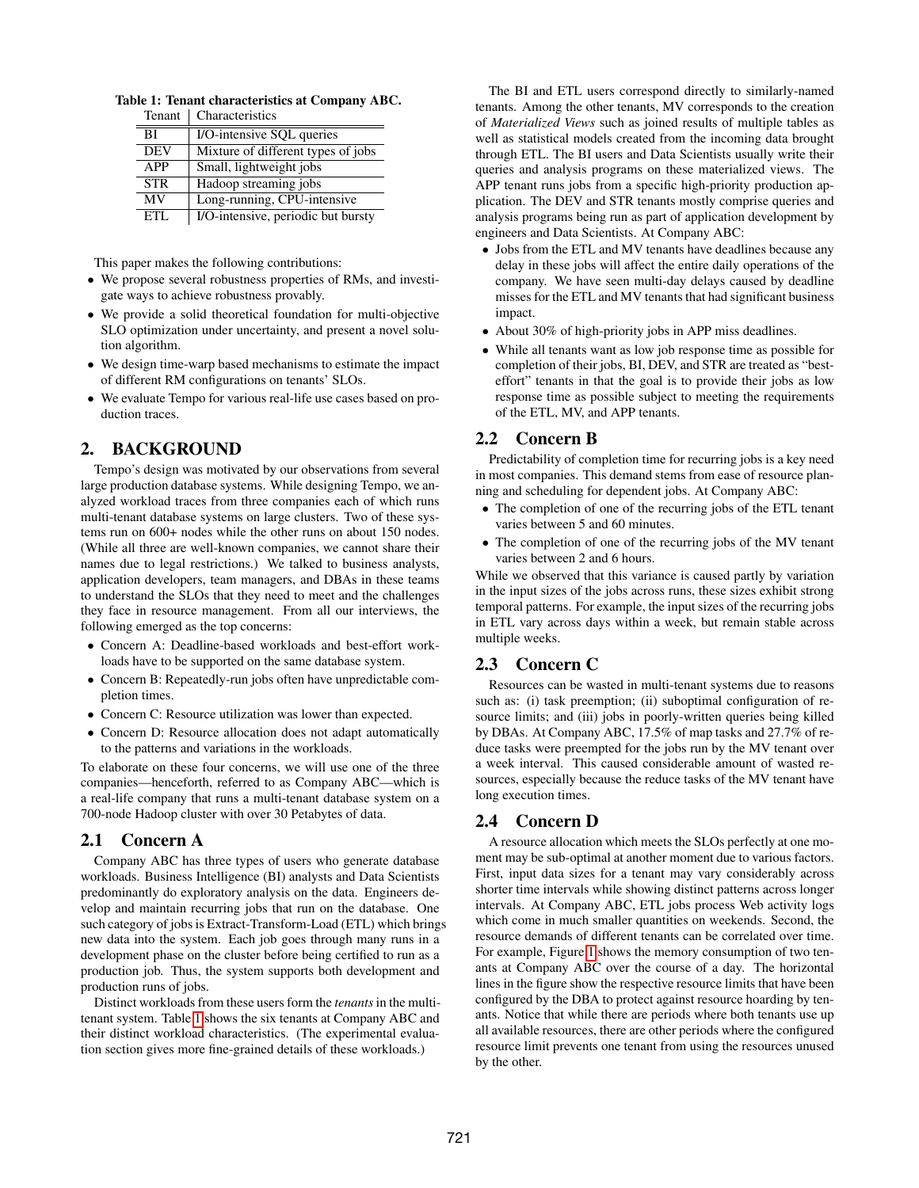**Table 1: Tenant characteristics at Company ABC.**

| Tenant | Characteristics |
|---|---|
| BI | I/O-intensive SQL queries |
| DEV | Mixture of different types of jobs |
| APP | Small, lightweight jobs |
| STR | Hadoop streaming jobs |
| MV | Long-running, CPU-intensive |
| ETL | I/O-intensive, periodic but bursty |

This paper makes the following contributions:

- We propose several robustness properties of RMs, and investigate ways to achieve robustness provably.
- We provide a solid theoretical foundation for multi-objective SLO optimization under uncertainty, and present a novel solution algorithm.
- We design time-warp based mechanisms to estimate the impact of different RM configurations on tenants' SLOs.
- We evaluate Tempo for various real-life use cases based on production traces.

## 2. BACKGROUND

Tempo's design was motivated by our observations from several large production database systems. While designing Tempo, we analyzed workload traces from three companies each of which runs multi-tenant database systems on large clusters. Two of these systems run on 600+ nodes while the other runs on about 150 nodes. (While all three are well-known companies, we cannot share their names due to legal restrictions.) We talked to business analysts, application developers, team managers, and DBAs in these teams to understand the SLOs that they need to meet and the challenges they face in resource management. From all our interviews, the following emerged as the top concerns:

- Concern A: Deadline-based workloads and best-effort workloads have to be supported on the same database system.
- Concern B: Repeatedly-run jobs often have unpredictable completion times.
- Concern C: Resource utilization was lower than expected.
- Concern D: Resource allocation does not adapt automatically to the patterns and variations in the workloads.

To elaborate on these four concerns, we will use one of the three companies—henceforth, referred to as Company ABC—which is a real-life company that runs a multi-tenant database system on a 700-node Hadoop cluster with over 30 Petabytes of data.

### 2.1 Concern A

Company ABC has three types of users who generate database workloads. Business Intelligence (BI) analysts and Data Scientists predominantly do exploratory analysis on the data. Engineers develop and maintain recurring jobs that run on the database. One such category of jobs is Extract-Transform-Load (ETL) which brings new data into the system. Each job goes through many runs in a development phase on the cluster before being certified to run as a production job. Thus, the system supports both development and production runs of jobs.

Distinct workloads from these users form the *tenants* in the multi-tenant system. Table 1 shows the six tenants at Company ABC and their distinct workload characteristics. (The experimental evaluation section gives more fine-grained details of these workloads.)

The BI and ETL users correspond directly to similarly-named tenants. Among the other tenants, MV corresponds to the creation of *Materialized Views* such as joined results of multiple tables as well as statistical models created from the incoming data brought through ETL. The BI users and Data Scientists usually write their queries and analysis programs on these materialized views. The APP tenant runs jobs from a specific high-priority production application. The DEV and STR tenants mostly comprise queries and analysis programs being run as part of application development by engineers and Data Scientists. At Company ABC:

- Jobs from the ETL and MV tenants have deadlines because any delay in these jobs will affect the entire daily operations of the company. We have seen multi-day delays caused by deadline misses for the ETL and MV tenants that had significant business impact.
- About 30% of high-priority jobs in APP miss deadlines.
- While all tenants want as low job response time as possible for completion of their jobs, BI, DEV, and STR are treated as "best-effort" tenants in that the goal is to provide their jobs as low response time as possible subject to meeting the requirements of the ETL, MV, and APP tenants.

### 2.2 Concern B

Predictability of completion time for recurring jobs is a key need in most companies. This demand stems from ease of resource planning and scheduling for dependent jobs. At Company ABC:

- The completion of one of the recurring jobs of the ETL tenant varies between 5 and 60 minutes.
- The completion of one of the recurring jobs of the MV tenant varies between 2 and 6 hours.

While we observed that this variance is caused partly by variation in the input sizes of the jobs across runs, these sizes exhibit strong temporal patterns. For example, the input sizes of the recurring jobs in ETL vary across days within a week, but remain stable across multiple weeks.

### 2.3 Concern C

Resources can be wasted in multi-tenant systems due to reasons such as: (i) task preemption; (ii) suboptimal configuration of resource limits; and (iii) jobs in poorly-written queries being killed by DBAs. At Company ABC, 17.5% of map tasks and 27.7% of reduce tasks were preempted for the jobs run by the MV tenant over a week interval. This caused considerable amount of wasted resources, especially because the reduce tasks of the MV tenant have long execution times.

### 2.4 Concern D

A resource allocation which meets the SLOs perfectly at one moment may be sub-optimal at another moment due to various factors. First, input data sizes for a tenant may vary considerably across shorter time intervals while showing distinct patterns across longer intervals. At Company ABC, ETL jobs process Web activity logs which come in much smaller quantities on weekends. Second, the resource demands of different tenants can be correlated over time. For example, Figure 1 shows the memory consumption of two tenants at Company ABC over the course of a day. The horizontal lines in the figure show the respective resource limits that have been configured by the DBA to protect against resource hoarding by tenants. Notice that while there are periods where both tenants use up all available resources, there are other periods where the configured resource limit prevents one tenant from using the resources unused by the other.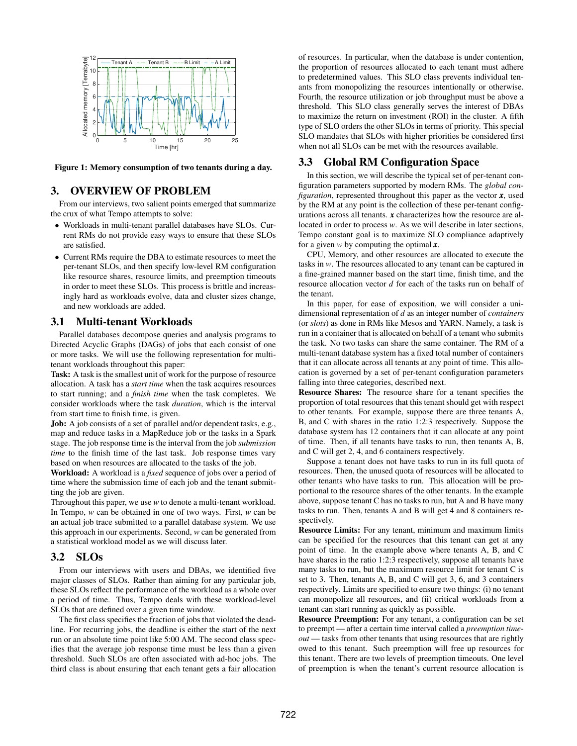Allocated memory [Terabyte]
12
10
8
6
4
2
0
0 5 10 15 20 25
Time [hr]
Tenant A
Tenant B
B Limit
A Limit

**Figure 1: Memory consumption of two tenants during a day.**

## 3. OVERVIEW OF PROBLEM

From our interviews, two salient points emerged that summarize the crux of what Tempo attempts to solve:

- Workloads in multi-tenant parallel databases have SLOs. Current RMs do not provide easy ways to ensure that these SLOs are satisfied.
- Current RMs require the DBA to estimate resources to meet the per-tenant SLOs, and then specify low-level RM configuration like resource shares, resource limits, and preemption timeouts in order to meet these SLOs. This process is brittle and increasingly hard as workloads evolve, data and cluster sizes change, and new workloads are added.

### 3.1 Multi-tenant Workloads

Parallel databases decompose queries and analysis programs to Directed Acyclic Graphs (DAGs) of jobs that each consist of one or more tasks. We will use the following representation for multi-tenant workloads throughout this paper:

**Task:** A task is the smallest unit of work for the purpose of resource allocation. A task has a *start time* when the task acquires resources to start running; and a *finish time* when the task completes. We consider workloads where the task *duration*, which is the interval from start time to finish time, is given.

**Job:** A job consists of a set of parallel and/or dependent tasks, e.g., map and reduce tasks in a MapReduce job or the tasks in a Spark stage. The job response time is the interval from the job *submission time* to the finish time of the last task. Job response times vary based on when resources are allocated to the tasks of the job.

**Workload:** A workload is a *fixed* sequence of jobs over a period of time where the submission time of each job and the tenant submitting the job are given.

Throughout this paper, we use $w$ to denote a multi-tenant workload. In Tempo, $w$ can be obtained in one of two ways. First, $w$ can be an actual job trace submitted to a parallel database system. We use this approach in our experiments. Second, $w$ can be generated from a statistical workload model as we will discuss later.

### 3.2 SLOs

From our interviews with users and DBAs, we identified five major classes of SLOs. Rather than aiming for any particular job, these SLOs reflect the performance of the workload as a whole over a period of time. Thus, Tempo deals with these workload-level SLOs that are defined over a given time window.

The first class specifies the fraction of jobs that violated the deadline. For recurring jobs, the deadline is either the start of the next run or an absolute time point like 5:00 AM. The second class specifies that the average job response time must be less than a given threshold. Such SLOs are often associated with ad-hoc jobs. The third class is about ensuring that each tenant gets a fair allocation of resources. In particular, when the database is under contention, the proportion of resources allocated to each tenant must adhere to predetermined values. This SLO class prevents individual tenants from monopolizing the resources intentionally or otherwise. Fourth, the resource utilization or job throughput must be above a threshold. This SLO class generally serves the interest of DBAs to maximize the return on investment (ROI) in the cluster. A fifth type of SLO orders the other SLOs in terms of priority. This special SLO mandates that SLOs with higher priorities be considered first when not all SLOs can be met with the resources available.

### 3.3 Global RM Configuration Space

In this section, we will describe the typical set of per-tenant configuration parameters supported by modern RMs. The *global configuration*, represented throughout this paper as the vector $\boldsymbol{x}$, used by the RM at any point is the collection of these per-tenant configurations across all tenants. $\boldsymbol{x}$ characterizes how the resource are allocated in order to process $w$. As we will describe in later sections, Tempo constant goal is to maximize SLO compliance adaptively for a given $w$ by computing the optimal $\boldsymbol{x}$.

CPU, Memory, and other resources are allocated to execute the tasks in $w$. The resources allocated to any tenant can be captured in a fine-grained manner based on the start time, finish time, and the resource allocation vector $d$ for each of the tasks run on behalf of the tenant.

In this paper, for ease of exposition, we will consider a unidimensional representation of $d$ as an integer number of *containers* (or *slots*) as done in RMs like Mesos and YARN. Namely, a task is run in a container that is allocated on behalf of a tenant who submits the task. No two tasks can share the same container. The RM of a multi-tenant database system has a fixed total number of containers that it can allocate across all tenants at any point of time. This allocation is governed by a set of per-tenant configuration parameters falling into three categories, described next.

**Resource Shares:** The resource share for a tenant specifies the proportion of total resources that this tenant should get with respect to other tenants. For example, suppose there are three tenants A, B, and C with shares in the ratio 1:2:3 respectively. Suppose the database system has 12 containers that it can allocate at any point of time. Then, if all tenants have tasks to run, then tenants A, B, and C will get 2, 4, and 6 containers respectively.

Suppose a tenant does not have tasks to run in its full quota of resources. Then, the unused quota of resources will be allocated to other tenants who have tasks to run. This allocation will be proportional to the resource shares of the other tenants. In the example above, suppose tenant C has no tasks to run, but A and B have many tasks to run. Then, tenants A and B will get 4 and 8 containers respectively.

**Resource Limits:** For any tenant, minimum and maximum limits can be specified for the resources that this tenant can get at any point of time. In the example above where tenants A, B, and C have shares in the ratio 1:2:3 respectively, suppose all tenants have many tasks to run, but the maximum resource limit for tenant C is set to 3. Then, tenants A, B, and C will get 3, 6, and 3 containers respectively. Limits are specified to ensure two things: (i) no tenant can monopolize all resources, and (ii) critical workloads from a tenant can start running as quickly as possible.

**Resource Preemption:** For any tenant, a configuration can be set to preempt — after a certain time interval called a *preemption timeout* — tasks from other tenants that using resources that are rightly owed to this tenant. Such preemption will free up resources for this tenant. There are two levels of preemption timeouts. One level of preemption is when the tenant's current resource allocation is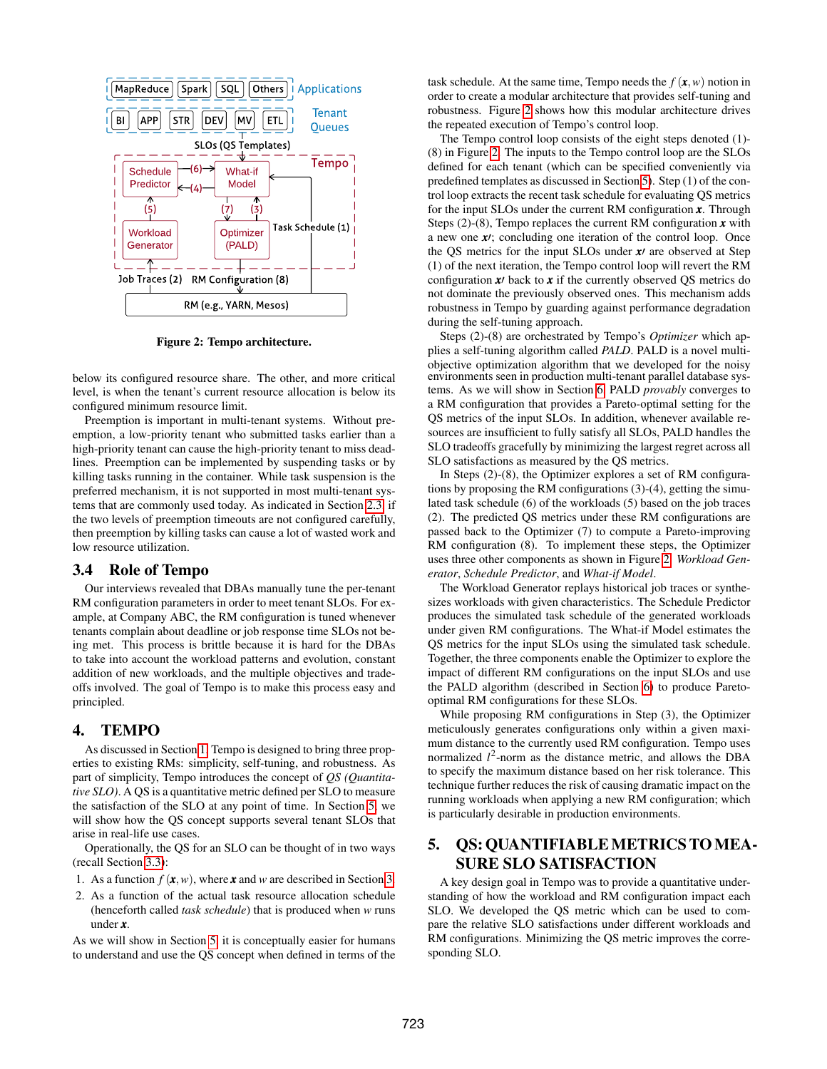Figure 2: Tempo architecture.

below its configured resource share. The other, and more critical level, is when the tenant's current resource allocation is below its configured minimum resource limit.

Preemption is important in multi-tenant systems. Without preemption, a low-priority tenant who submitted tasks earlier than a high-priority tenant can cause the high-priority tenant to miss deadlines. Preemption can be implemented by suspending tasks or by killing tasks running in the container. While task suspension is the preferred mechanism, it is not supported in most multi-tenant systems that are commonly used today. As indicated in Section 2.3, if the two levels of preemption timeouts are not configured carefully, then preemption by killing tasks can cause a lot of wasted work and low resource utilization.

## 3.4 Role of Tempo

Our interviews revealed that DBAs manually tune the per-tenant RM configuration parameters in order to meet tenant SLOs. For example, at Company ABC, the RM configuration is tuned whenever tenants complain about deadline or job response time SLOs not being met. This process is brittle because it is hard for the DBAs to take into account the workload patterns and evolution, constant addition of new workloads, and the multiple objectives and tradeoffs involved. The goal of Tempo is to make this process easy and principled.

# 4. TEMPO

As discussed in Section 1, Tempo is designed to bring three properties to existing RMs: simplicity, self-tuning, and robustness. As part of simplicity, Tempo introduces the concept of *QS (Quantitative SLO)*. A QS is a quantitative metric defined per SLO to measure the satisfaction of the SLO at any point of time. In Section 5, we will show how the QS concept supports several tenant SLOs that arise in real-life use cases.

Operationally, the QS for an SLO can be thought of in two ways (recall Section 3.3):

1. As a function $f(\boldsymbol{x}, w)$, where $\boldsymbol{x}$ and $w$ are described in Section 3.
2. As a function of the actual task resource allocation schedule (henceforth called *task schedule*) that is produced when $w$ runs under $\boldsymbol{x}$.

As we will show in Section 5, it is conceptually easier for humans to understand and use the QS concept when defined in terms of the task schedule. At the same time, Tempo needs the $f(\boldsymbol{x}, w)$ notion in order to create a modular architecture that provides self-tuning and robustness. Figure 2 shows how this modular architecture drives the repeated execution of Tempo's control loop.

The Tempo control loop consists of the eight steps denoted (1)-(8) in Figure 2. The inputs to the Tempo control loop are the SLOs defined for each tenant (which can be specified conveniently via predefined templates as discussed in Section 5). Step (1) of the control loop extracts the recent task schedule for evaluating QS metrics for the input SLOs under the current RM configuration $\boldsymbol{x}$. Through Steps (2)-(8), Tempo replaces the current RM configuration $\boldsymbol{x}$ with a new one $\boldsymbol{x}\prime$; concluding one iteration of the control loop. Once the QS metrics for the input SLOs under $\boldsymbol{x}\prime$ are observed at Step (1) of the next iteration, the Tempo control loop will revert the RM configuration $\boldsymbol{x}\prime$ back to $\boldsymbol{x}$ if the currently observed QS metrics do not dominate the previously observed ones. This mechanism adds robustness in Tempo by guarding against performance degradation during the self-tuning approach.

Steps (2)-(8) are orchestrated by Tempo's *Optimizer* which applies a self-tuning algorithm called *PALD*. PALD is a novel multi-objective optimization algorithm that we developed for the noisy environments seen in production multi-tenant parallel database systems. As we will show in Section 6, PALD *provably* converges to a RM configuration that provides a Pareto-optimal setting for the QS metrics of the input SLOs. In addition, whenever available resources are insufficient to fully satisfy all SLOs, PALD handles the SLO tradeoffs gracefully by minimizing the largest regret across all SLO satisfactions as measured by the QS metrics.

In Steps (2)-(8), the Optimizer explores a set of RM configurations by proposing the RM configurations (3)-(4), getting the simulated task schedule (6) of the workloads (5) based on the job traces (2). The predicted QS metrics under these RM configurations are passed back to the Optimizer (7) to compute a Pareto-improving RM configuration (8). To implement these steps, the Optimizer uses three other components as shown in Figure 2: *Workload Generator*, *Schedule Predictor*, and *What-if Model*.

The Workload Generator replays historical job traces or synthesizes workloads with given characteristics. The Schedule Predictor produces the simulated task schedule of the generated workloads under given RM configurations. The What-if Model estimates the QS metrics for the input SLOs using the simulated task schedule. Together, the three components enable the Optimizer to explore the impact of different RM configurations on the input SLOs and use the PALD algorithm (described in Section 6) to produce Pareto-optimal RM configurations for these SLOs.

While proposing RM configurations in Step (3), the Optimizer meticulously generates configurations only within a given maximum distance to the currently used RM configuration. Tempo uses normalized $l^2$-norm as the distance metric, and allows the DBA to specify the maximum distance based on her risk tolerance. This technique further reduces the risk of causing dramatic impact on the running workloads when applying a new RM configuration; which is particularly desirable in production environments.

# 5. QS: QUANTIFIABLE METRICS TO MEASURE SLO SATISFACTION

A key design goal in Tempo was to provide a quantitative understanding of how the workload and RM configuration impact each SLO. We developed the QS metric which can be used to compare the relative SLO satisfactions under different workloads and RM configurations. Minimizing the QS metric improves the corresponding SLO.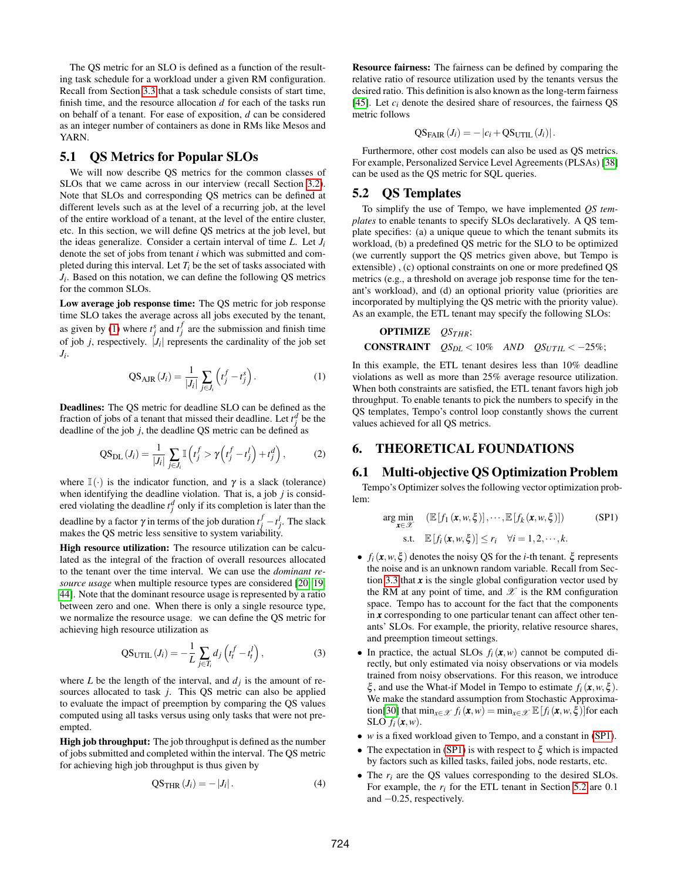The QS metric for an SLO is defined as a function of the resulting task schedule for a workload under a given RM configuration. Recall from Section 3.3 that a task schedule consists of start time, finish time, and the resource allocation $d$ for each of the tasks run on behalf of a tenant. For ease of exposition, $d$ can be considered as an integer number of containers as done in RMs like Mesos and YARN.

## 5.1 QS Metrics for Popular SLOs

We will now describe QS metrics for the common classes of SLOs that we came across in our interview (recall Section 3.2). Note that SLOs and corresponding QS metrics can be defined at different levels such as at the level of a recurring job, at the level of the entire workload of a tenant, at the level of the entire cluster, etc. In this section, we will define QS metrics at the job level, but the ideas generalize. Consider a certain interval of time $L$. Let $J_i$ denote the set of jobs from tenant $i$ which was submitted and completed during this interval. Let $T_i$ be the set of tasks associated with $J_i$. Based on this notation, we can define the following QS metrics for the common SLOs.

**Low average job response time:** The QS metric for job response time SLO takes the average across all jobs executed by the tenant, as given by (1) where $t_j^s$ and $t_j^f$ are the submission and finish time of job $j$, respectively. $|J_i|$ represents the cardinality of the job set $J_i$.

$$\mathrm{QS}_{\mathrm{AJR}}(J_i) = \frac{1}{|J_i|}\sum_{j \in J_i}\left(t_j^f - t_j^s\right). \tag{1}$$

**Deadlines:** The QS metric for deadline SLO can be defined as the fraction of jobs of a tenant that missed their deadline. Let $t_j^d$ be the deadline of the job $j$, the deadline QS metric can be defined as

$$\mathrm{QS}_{\mathrm{DL}}(J_i) = \frac{1}{|J_i|}\sum_{j \in J_i}\mathbb{I}\left(t_j^f > \gamma\left(t_j^f - t_j^l\right) + t_j^d\right), \tag{2}$$

where $\mathbb{I}(\cdot)$ is the indicator function, and $\gamma$ is a slack (tolerance) when identifying the deadline violation. That is, a job $j$ is considered violating the deadline $t_j^d$ only if its completion is later than the deadline by a factor $\gamma$ in terms of the job duration $t_j^f - t_j^l$. The slack makes the QS metric less sensitive to system variability.

**High resource utilization:** The resource utilization can be calculated as the integral of the fraction of overall resources allocated to the tenant over the time interval. We can use the *dominant resource usage* when multiple resource types are considered [20, 19, 44]. Note that the dominant resource usage is represented by a ratio between zero and one. When there is only a single resource type, we normalize the resource usage. we can define the QS metric for achieving high resource utilization as

$$\mathrm{QS}_{\mathrm{UTIL}}(J_i) = -\frac{1}{L}\sum_{j \in T_i} d_j\left(t_t^f - t_t^l\right), \tag{3}$$

where $L$ be the length of the interval, and $d_j$ is the amount of resources allocated to task $j$. This QS metric can also be applied to evaluate the impact of preemption by comparing the QS values computed using all tasks versus using only tasks that were not preempted.

**High job throughput:** The job throughput is defined as the number of jobs submitted and completed within the interval. The QS metric for achieving high job throughput is thus given by

$$\mathrm{QS}_{\mathrm{THR}}(J_i) = -|J_i|. \tag{4}$$

**Resource fairness:** The fairness can be defined by comparing the relative ratio of resource utilization used by the tenants versus the desired ratio. This definition is also known as the long-term fairness [45]. Let $c_i$ denote the desired share of resources, the fairness QS metric follows

$$\mathrm{QS}_{\mathrm{FAIR}}(J_i) = -\left|c_i + \mathrm{QS}_{\mathrm{UTIL}}(J_i)\right|.$$

Furthermore, other cost models can also be used as QS metrics. For example, Personalized Service Level Agreements (PLSAs) [38] can be used as the QS metric for SQL queries.

## 5.2 QS Templates

To simplify the use of Tempo, we have implemented *QS templates* to enable tenants to specify SLOs declaratively. A QS template specifies: (a) a unique queue to which the tenant submits its workload, (b) a predefined QS metric for the SLO to be optimized (we currently support the QS metrics given above, but Tempo is extensible), (c) optional constraints on one or more predefined QS metrics (e.g., a threshold on average job response time for the tenant's workload), and (d) an optional priority value (priorities are incorporated by multiplying the QS metric with the priority value). As an example, the ETL tenant may specify the following SLOs:

$$\begin{aligned} &\textbf{OPTIMIZE} \quad QS_{THR}; \\ &\textbf{CONSTRAINT} \quad QS_{DL} < 10\% \quad AND \quad QS_{UTIL} < -25\%; \end{aligned}$$

In this example, the ETL tenant desires less than 10% deadline violations as well as more than 25% average resource utilization. When both constraints are satisfied, the ETL tenant favors high job throughput. To enable tenants to pick the numbers to specify in the QS templates, Tempo's control loop constantly shows the current values achieved for all QS metrics.

# 6. THEORETICAL FOUNDATIONS

## 6.1 Multi-objective QS Optimization Problem

Tempo's Optimizer solves the following vector optimization problem:

$$\begin{aligned} \arg\min_{\boldsymbol{x} \in \mathscr{X}} \quad & \left(\mathbb{E}\left[f_1(\boldsymbol{x}, w, \xi)\right], \cdots, \mathbb{E}\left[f_k(\boldsymbol{x}, w, \xi)\right]\right) \\ \text{s.t.} \quad & \mathbb{E}\left[f_i(\boldsymbol{x}, w, \xi)\right] \le r_i \quad \forall i = 1, 2, \cdots, k. \end{aligned} \tag{SP1}$$

- $f_i(\boldsymbol{x}, w, \xi)$ denotes the noisy QS for the $i$-th tenant. $\xi$ represents the noise and is an unknown random variable. Recall from Section 3.3 that $\boldsymbol{x}$ is the single global configuration vector used by the RM at any point of time, and $\mathscr{X}$ is the RM configuration space. Tempo has to account for the fact that the components in $\boldsymbol{x}$ corresponding to one particular tenant can affect other tenants' SLOs. For example, the priority, relative resource shares, and preemption timeout settings.
- In practice, the actual SLOs $f_i(\boldsymbol{x}, w)$ cannot be computed directly, but only estimated via noisy observations or via models trained from noisy observations. For this reason, we introduce $\xi$, and use the What-if Model in Tempo to estimate $f_i(\boldsymbol{x}, w, \xi)$. We make the standard assumption from Stochastic Approximation[30] that $\min_{x \in \mathscr{X}} f_i(\boldsymbol{x}, w) = \min_{x \in \mathscr{X}} \mathbb{E}\left[f_i(\boldsymbol{x}, w, \xi)\right]$for each SLO $f_i(\boldsymbol{x}, w)$.
- $w$ is a fixed workload given to Tempo, and a constant in (SP1).
- The expectation in (SP1) is with respect to $\xi$ which is impacted by factors such as killed tasks, failed jobs, node restarts, etc.
- The $r_i$ are the QS values corresponding to the desired SLOs. For example, the $r_i$ for the ETL tenant in Section 5.2 are 0.1 and $-0.25$, respectively.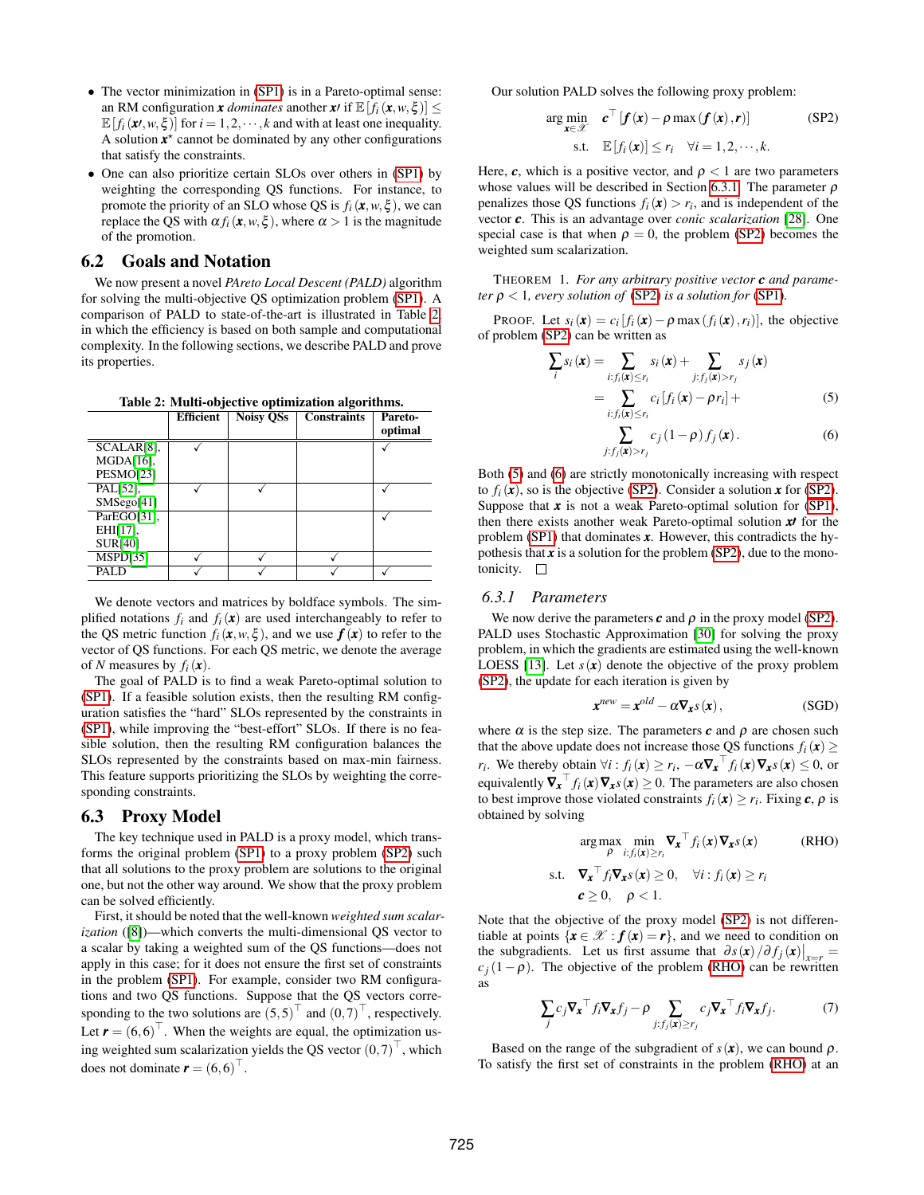- The vector minimization in (SP1) is in a Pareto-optimal sense: an RM configuration $\boldsymbol{x}$ *dominates* another $\boldsymbol{x\prime}$ if $\mathbb{E}[f_i(\boldsymbol{x},w,\xi)] \leq \mathbb{E}[f_i(\boldsymbol{x\prime},w,\xi)]$ for $i = 1,2,\cdots,k$ and with at least one inequality. A solution $\boldsymbol{x}^\star$ cannot be dominated by any other configurations that satisfy the constraints.
- One can also prioritize certain SLOs over others in (SP1) by weighting the corresponding QS functions. For instance, to promote the priority of an SLO whose QS is $f_i(\boldsymbol{x},w,\xi)$, we can replace the QS with $\alpha f_i(\boldsymbol{x},w,\xi)$, where $\alpha > 1$ is the magnitude of the promotion.

## 6.2 Goals and Notation

We now present a novel *PAreto Local Descent (PALD)* algorithm for solving the multi-objective QS optimization problem (SP1). A comparison of PALD to state-of-the-art is illustrated in Table 2 in which the efficiency is based on both sample and computational complexity. In the following sections, we describe PALD and prove its properties.

**Table 2: Multi-objective optimization algorithms.**

| | Efficient | Noisy QSs | Constraints | Pareto-optimal |
|---|---|---|---|---|
| SCALAR[8], MGDA[16], PESMO[23] | ✓ | | | ✓ |
| PAL[52], SMSego[41] | ✓ | ✓ | | ✓ |
| ParEGO[31], EHI[17], SUR[40] | | | | ✓ |
| MSPD[35] | ✓ | ✓ | ✓ | |
| PALD | ✓ | ✓ | ✓ | ✓ |

We denote vectors and matrices by boldface symbols. The simplified notations $f_i$ and $f_i(\boldsymbol{x})$ are used interchangeably to refer to the QS metric function $f_i(\boldsymbol{x},w,\xi)$, and we use $\boldsymbol{f}(\boldsymbol{x})$ to refer to the vector of QS functions. For each QS metric, we denote the average of $N$ measures by $f_i(\boldsymbol{x})$.

The goal of PALD is to find a weak Pareto-optimal solution to (SP1). If a feasible solution exists, then the resulting RM configuration satisfies the "hard" SLOs represented by the constraints in (SP1), while improving the "best-effort" SLOs. If there is no feasible solution, then the resulting RM configuration balances the SLOs represented by the constraints based on max-min fairness. This feature supports prioritizing the SLOs by weighting the corresponding constraints.

## 6.3 Proxy Model

The key technique used in PALD is a proxy model, which transforms the original problem (SP1) to a proxy problem (SP2) such that all solutions to the proxy problem are solutions to the original one, but not the other way around. We show that the proxy problem can be solved efficiently.

First, it should be noted that the well-known *weighted sum scalarization* ([8])—which converts the multi-dimensional QS vector to a scalar by taking a weighted sum of the QS functions—does not apply in this case; for it does not ensure the first set of constraints in the problem (SP1). For example, consider two RM configurations and two QS functions. Suppose that the QS vectors corresponding to the two solutions are $(5,5)^\top$ and $(0,7)^\top$, respectively. Let $\boldsymbol{r} = (6,6)^\top$. When the weights are equal, the optimization using weighted sum scalarization yields the QS vector $(0,7)^\top$, which does not dominate $\boldsymbol{r} = (6,6)^\top$.

Our solution PALD solves the following proxy problem:

$$\begin{aligned} \arg\min_{\boldsymbol{x}\in\mathscr{X}} \quad & \boldsymbol{c}^\top [\boldsymbol{f}(\boldsymbol{x}) - \rho \max(\boldsymbol{f}(\boldsymbol{x}),\boldsymbol{r})] \\ \text{s.t.} \quad & \mathbb{E}[f_i(\boldsymbol{x})] \leq r_i \quad \forall i = 1,2,\cdots,k. \end{aligned} \tag{SP2}$$

Here, $\boldsymbol{c}$, which is a positive vector, and $\rho < 1$ are two parameters whose values will be described in Section 6.3.1. The parameter $\rho$ penalizes those QS functions $f_i(\boldsymbol{x}) > r_i$, and is independent of the vector $\boldsymbol{c}$. This is an advantage over *conic scalarization* [28]. One special case is that when $\rho = 0$, the problem (SP2) becomes the weighted sum scalarization.

THEOREM 1. *For any arbitrary positive vector $\boldsymbol{c}$ and parameter $\rho < 1$, every solution of (SP2) is a solution for (SP1).*

PROOF. Let $s_i(\boldsymbol{x}) = c_i[f_i(\boldsymbol{x}) - \rho \max(f_i(\boldsymbol{x}), r_i)]$, the objective of problem (SP2) can be written as

$$\begin{aligned} \sum_i s_i(\boldsymbol{x}) &= \sum_{i:f_i(\boldsymbol{x})\leq r_i} s_i(\boldsymbol{x}) + \sum_{j:f_j(\boldsymbol{x})>r_j} s_j(\boldsymbol{x}) \\ &= \sum_{i:f_i(\boldsymbol{x})\leq r_i} c_i[f_i(\boldsymbol{x}) - \rho r_i] + \quad (5) \\ & \quad \sum_{j:f_j(\boldsymbol{x})>r_j} c_j(1-\rho) f_j(\boldsymbol{x}). \quad (6) \end{aligned}$$

Both (5) and (6) are strictly monotonically increasing with respect to $f_i(\boldsymbol{x})$, so is the objective (SP2). Consider a solution $\boldsymbol{x}$ for (SP2). Suppose that $\boldsymbol{x}$ is not a weak Pareto-optimal solution for (SP1), then there exists another weak Pareto-optimal solution $\boldsymbol{x\prime}$ for the problem (SP1) that dominates $\boldsymbol{x}$. However, this contradicts the hypothesis that $\boldsymbol{x}$ is a solution for the problem (SP2), due to the monotonicity. $\square$

### 6.3.1 Parameters

We now derive the parameters $\boldsymbol{c}$ and $\rho$ in the proxy model (SP2). PALD uses Stochastic Approximation [30] for solving the proxy problem, in which the gradients are estimated using the well-known LOESS [13]. Let $s(\boldsymbol{x})$ denote the objective of the proxy problem (SP2), the update for each iteration is given by

$$\boldsymbol{x}^{new} = \boldsymbol{x}^{old} - \alpha \nabla_{\boldsymbol{x}} s(\boldsymbol{x}), \tag{SGD}$$

where $\alpha$ is the step size. The parameters $\boldsymbol{c}$ and $\rho$ are chosen such that the above update does not increase those QS functions $f_i(\boldsymbol{x}) \geq r_i$. We thereby obtain $\forall i: f_i(\boldsymbol{x}) \geq r_i$, $-\alpha \nabla_{\boldsymbol{x}}{}^\top f_i(\boldsymbol{x}) \nabla_{\boldsymbol{x}} s(\boldsymbol{x}) \leq 0$, or equivalently $\nabla_{\boldsymbol{x}}{}^\top f_i(\boldsymbol{x}) \nabla_{\boldsymbol{x}} s(\boldsymbol{x}) \geq 0$. The parameters are also chosen to best improve those violated constraints $f_i(\boldsymbol{x}) \geq r_i$. Fixing $\boldsymbol{c}$, $\rho$ is obtained by solving

$$\begin{aligned} \arg\max_\rho \min_{i:f_i(\boldsymbol{x})\geq r_i} \quad & \nabla_{\boldsymbol{x}}{}^\top f_i(\boldsymbol{x}) \nabla_{\boldsymbol{x}} s(\boldsymbol{x}) \\ \text{s.t.} \quad & \nabla_{\boldsymbol{x}}{}^\top f_i \nabla_{\boldsymbol{x}} s(\boldsymbol{x}) \geq 0, \quad \forall i: f_i(\boldsymbol{x}) \geq r_i \\ & \boldsymbol{c} \geq 0, \quad \rho < 1. \end{aligned} \tag{RHO}$$

Note that the objective of the proxy model (SP2) is not differentiable at points $\{\boldsymbol{x} \in \mathscr{X} : \boldsymbol{f}(\boldsymbol{x}) = \boldsymbol{r}\}$, and we need to condition on the subgradients. Let us first assume that $\partial s(\boldsymbol{x}) / \partial f_j(\boldsymbol{x})\big|_{x=r} = c_j(1-\rho)$. The objective of the problem (RHO) can be rewritten as

$$\sum_j c_j \nabla_{\boldsymbol{x}}{}^\top f_i \nabla_{\boldsymbol{x}} f_j - \rho \sum_{j:f_j(\boldsymbol{x})\geq r_j} c_j \nabla_{\boldsymbol{x}}{}^\top f_i \nabla_{\boldsymbol{x}} f_j. \tag{7}$$

Based on the range of the subgradient of $s(\boldsymbol{x})$, we can bound $\rho$. To satisfy the first set of constraints in the problem (RHO) at an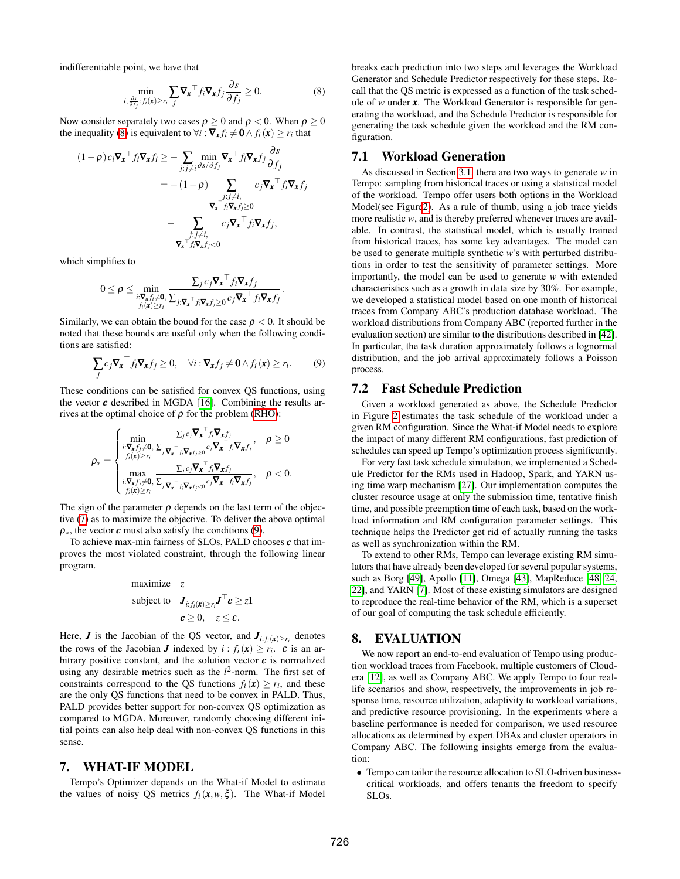indifferentiable point, we have that

$$\min_{i, \frac{\partial s}{\partial f_j}: f_i(\boldsymbol{x}) \geq r_i} \sum_j \nabla_{\boldsymbol{x}}{}^\top f_i \nabla_{\boldsymbol{x}} f_j \frac{\partial s}{\partial f_j} \geq 0. \tag{8}$$

Now consider separately two cases $\rho \geq 0$ and $\rho < 0$. When $\rho \geq 0$ the inequality (8) is equivalent to $\forall i : \nabla_{\boldsymbol{x}} f_i \neq \boldsymbol{0} \wedge f_i(\boldsymbol{x}) \geq r_i$ that

$$\begin{aligned}
(1-\rho)\, c_i \nabla_{\boldsymbol{x}}{}^\top f_i \nabla_{\boldsymbol{x}} f_i \geq & - \sum_{j:j \neq i} \min_{\partial s / \partial f_j} \nabla_{\boldsymbol{x}}{}^\top f_i \nabla_{\boldsymbol{x}} f_j \frac{\partial s}{\partial f_j} \\
= & -(1-\rho) \sum_{\substack{j: j \neq i, \\ \nabla_{\boldsymbol{x}}{}^\top f_i \nabla_{\boldsymbol{x}} f_j \geq 0}} c_j \nabla_{\boldsymbol{x}}{}^\top f_i \nabla_{\boldsymbol{x}} f_j \\
& - \sum_{\substack{j: j \neq i, \\ \nabla_{\boldsymbol{x}}{}^\top f_i \nabla_{\boldsymbol{x}} f_j < 0}} c_j \nabla_{\boldsymbol{x}}{}^\top f_i \nabla_{\boldsymbol{x}} f_j,
\end{aligned}$$

which simplifies to

$$0 \leq \rho \leq \min_{\substack{i: \nabla_{\boldsymbol{x}} f_i \neq \boldsymbol{0}, \\ f_i(\boldsymbol{x}) \geq r_i}} \frac{\sum_j c_j \nabla_{\boldsymbol{x}}{}^\top f_i \nabla_{\boldsymbol{x}} f_j}{\sum_{j: \nabla_{\boldsymbol{x}}{}^\top f_i \nabla_{\boldsymbol{x}} f_j \geq 0} c_j \nabla_{\boldsymbol{x}}{}^\top f_i \nabla_{\boldsymbol{x}} f_j}.$$

Similarly, we can obtain the bound for the case $\rho < 0$. It should be noted that these bounds are useful only when the following conditions are satisfied:

$$\sum_j c_j \nabla_{\boldsymbol{x}}{}^\top f_i \nabla_{\boldsymbol{x}} f_j \geq 0, \quad \forall i : \nabla_{\boldsymbol{x}} f_j \neq \boldsymbol{0} \wedge f_i(\boldsymbol{x}) \geq r_i. \tag{9}$$

These conditions can be satisfied for convex QS functions, using the vector $\boldsymbol{c}$ described in MGDA [16]. Combining the results arrives at the optimal choice of $\rho$ for the problem (RHO):

$$\rho_* = \begin{cases} \min\limits_{\substack{i: \nabla_{\boldsymbol{x}} f_i \neq \boldsymbol{0}, \\ f_i(\boldsymbol{x}) \geq r_i}} \dfrac{\sum_j c_j \nabla_{\boldsymbol{x}}{}^\top f_i \nabla_{\boldsymbol{x}} f_j}{\sum_{j: \nabla_{\boldsymbol{x}}{}^\top f_i \nabla_{\boldsymbol{x}} f_j \geq 0} c_j \nabla_{\boldsymbol{x}}{}^\top f_i \nabla_{\boldsymbol{x}} f_j}, & \rho \geq 0 \\ \max\limits_{\substack{i: \nabla_{\boldsymbol{x}} f_i \neq \boldsymbol{0}, \\ f_i(\boldsymbol{x}) \geq r_i}} \dfrac{\sum_j c_j \nabla_{\boldsymbol{x}}{}^\top f_i \nabla_{\boldsymbol{x}} f_j}{\sum_{j: \nabla_{\boldsymbol{x}}{}^\top f_i \nabla_{\boldsymbol{x}} f_j < 0} c_j \nabla_{\boldsymbol{x}}{}^\top f_i \nabla_{\boldsymbol{x}} f_j}, & \rho < 0. \end{cases}$$

The sign of the parameter $\rho$ depends on the last term of the objective (7) as to maximize the objective. To deliver the above optimal $\rho_*$, the vector $\boldsymbol{c}$ must also satisfy the conditions (9).

To achieve max-min fairness of SLOs, PALD chooses $\boldsymbol{c}$ that improves the most violated constraint, through the following linear program.

$$\begin{aligned}
\text{maximize} \quad & z \\
\text{subject to} \quad & \boldsymbol{J}_{i: f_i(\boldsymbol{x}) \geq r_i} \boldsymbol{J}^\top \boldsymbol{c} \geq z \boldsymbol{1} \\
& \boldsymbol{c} \geq 0, \quad z \leq \varepsilon.
\end{aligned}$$

Here, $\boldsymbol{J}$ is the Jacobian of the QS vector, and $\boldsymbol{J}_{i: f_i(\boldsymbol{x}) \geq r_i}$ denotes the rows of the Jacobian $\boldsymbol{J}$ indexed by $i : f_i(\boldsymbol{x}) \geq r_i$. $\varepsilon$ is an arbitrary positive constant, and the solution vector $\boldsymbol{c}$ is normalized using any desirable metrics such as the $l^2$-norm. The first set of constraints correspond to the QS functions $f_i(\boldsymbol{x}) \geq r_i$, and these are the only QS functions that need to be convex in PALD. Thus, PALD provides better support for non-convex QS optimization as compared to MGDA. Moreover, randomly choosing different initial points can also help deal with non-convex QS functions in this sense.

# 7. WHAT-IF MODEL

Tempo's Optimizer depends on the What-if Model to estimate the values of noisy QS metrics $f_i(\boldsymbol{x}, w, \xi)$. The What-if Model breaks each prediction into two steps and leverages the Workload Generator and Schedule Predictor respectively for these steps. Recall that the QS metric is expressed as a function of the task schedule of $w$ under $\boldsymbol{x}$. The Workload Generator is responsible for generating the workload, and the Schedule Predictor is responsible for generating the task schedule given the workload and the RM configuration.

## 7.1 Workload Generation

As discussed in Section 3.1, there are two ways to generate $w$ in Tempo: sampling from historical traces or using a statistical model of the workload. Tempo offer users both options in the Workload Model(see Figure2). As a rule of thumb, using a job trace yields more realistic $w$, and is thereby preferred whenever traces are available. In contrast, the statistical model, which is usually trained from historical traces, has some key advantages. The model can be used to generate multiple synthetic $w$'s with perturbed distributions in order to test the sensitivity of parameter settings. More importantly, the model can be used to generate $w$ with extended characteristics such as a growth in data size by 30%. For example, we developed a statistical model based on one month of historical traces from Company ABC's production database workload. The workload distributions from Company ABC (reported further in the evaluation section) are similar to the distributions described in [42]. In particular, the task duration approximately follows a lognormal distribution, and the job arrival approximately follows a Poisson process.

## 7.2 Fast Schedule Prediction

Given a workload generated as above, the Schedule Predictor in Figure 2 estimates the task schedule of the workload under a given RM configuration. Since the What-if Model needs to explore the impact of many different RM configurations, fast prediction of schedules can speed up Tempo's optimization process significantly.

For very fast task schedule simulation, we implemented a Schedule Predictor for the RMs used in Hadoop, Spark, and YARN using time warp mechanism [27]. Our implementation computes the cluster resource usage at only the submission time, tentative finish time, and possible preemption time of each task, based on the workload information and RM configuration parameter settings. This technique helps the Predictor get rid of actually running the tasks as well as synchronization within the RM.

To extend to other RMs, Tempo can leverage existing RM simulators that have already been developed for several popular systems, such as Borg [49], Apollo [11], Omega [43], MapReduce [48, 24, 22], and YARN [7]. Most of these existing simulators are designed to reproduce the real-time behavior of the RM, which is a superset of our goal of computing the task schedule efficiently.

# 8. EVALUATION

We now report an end-to-end evaluation of Tempo using production workload traces from Facebook, multiple customers of Cloudera [12], as well as Company ABC. We apply Tempo to four real-life scenarios and show, respectively, the improvements in job response time, resource utilization, adaptivity to workload variations, and predictive resource provisioning. In the experiments where a baseline performance is needed for comparison, we used resource allocations as determined by expert DBAs and cluster operators in Company ABC. The following insights emerge from the evaluation:

- Tempo can tailor the resource allocation to SLO-driven business-critical workloads, and offers tenants the freedom to specify SLOs.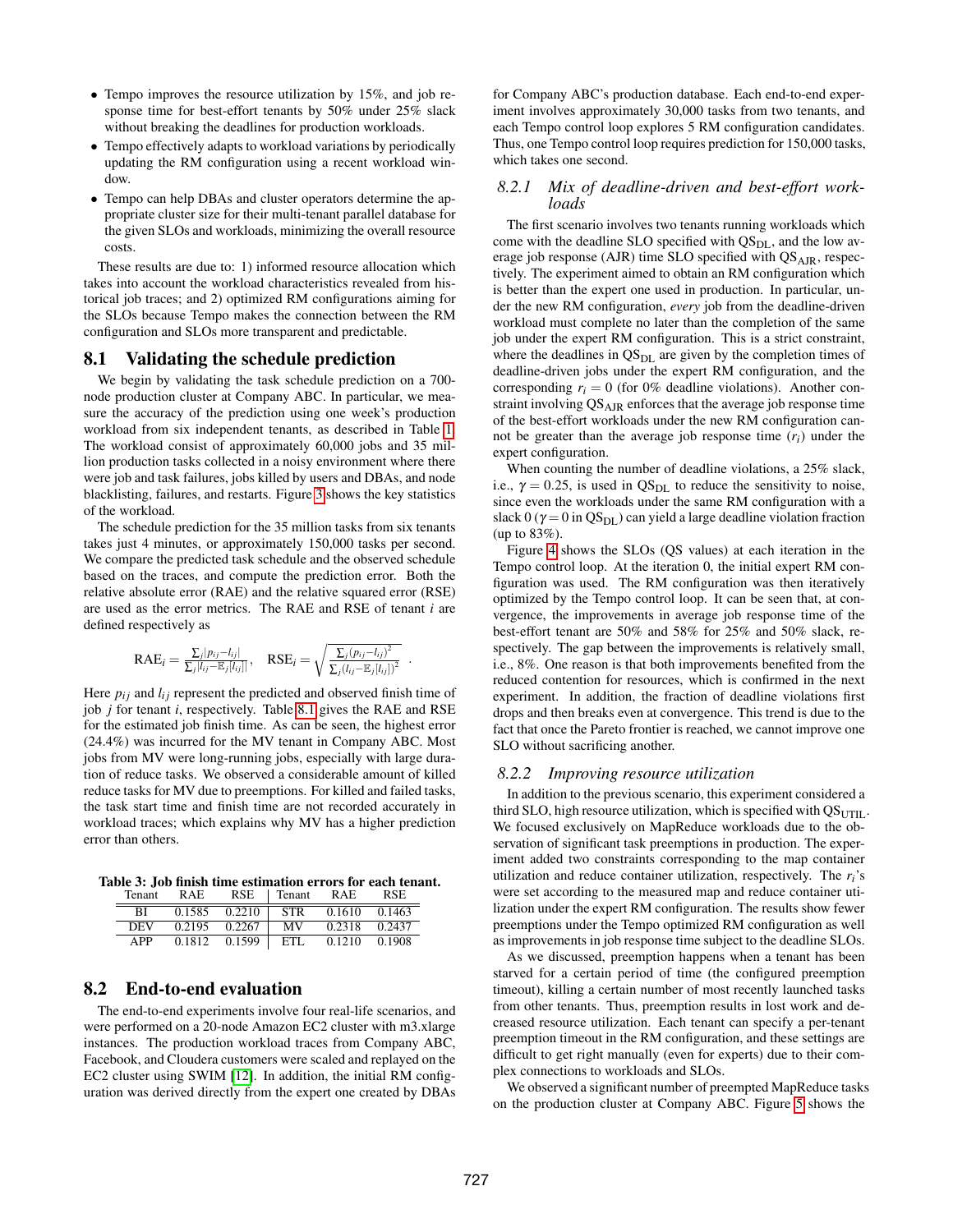- Tempo improves the resource utilization by 15%, and job response time for best-effort tenants by 50% under 25% slack without breaking the deadlines for production workloads.
- Tempo effectively adapts to workload variations by periodically updating the RM configuration using a recent workload window.
- Tempo can help DBAs and cluster operators determine the appropriate cluster size for their multi-tenant parallel database for the given SLOs and workloads, minimizing the overall resource costs.

These results are due to: 1) informed resource allocation which takes into account the workload characteristics revealed from historical job traces; and 2) optimized RM configurations aiming for the SLOs because Tempo makes the connection between the RM configuration and SLOs more transparent and predictable.

## 8.1 Validating the schedule prediction

We begin by validating the task schedule prediction on a 700-node production cluster at Company ABC. In particular, we measure the accuracy of the prediction using one week's production workload from six independent tenants, as described in Table 1. The workload consist of approximately 60,000 jobs and 35 million production tasks collected in a noisy environment where there were job and task failures, jobs killed by users and DBAs, and node blacklisting, failures, and restarts. Figure 3 shows the key statistics of the workload.

The schedule prediction for the 35 million tasks from six tenants takes just 4 minutes, or approximately 150,000 tasks per second. We compare the predicted task schedule and the observed schedule based on the traces, and compute the prediction error. Both the relative absolute error (RAE) and the relative squared error (RSE) are used as the error metrics. The RAE and RSE of tenant $i$ are defined respectively as

$$\mathrm{RAE}_i = \frac{\sum_j |p_{ij} - l_{ij}|}{\sum_j |l_{ij} - \mathbb{E}_j[l_{ij}]|}, \quad \mathrm{RSE}_i = \sqrt{\frac{\sum_j (p_{ij} - l_{ij})^2}{\sum_j (l_{ij} - \mathbb{E}_j[l_{ij}])^2}} \ .$$

Here $p_{ij}$ and $l_{ij}$ represent the predicted and observed finish time of job $j$ for tenant $i$, respectively. Table 8.1 gives the RAE and RSE for the estimated job finish time. As can be seen, the highest error (24.4%) was incurred for the MV tenant in Company ABC. Most jobs from MV were long-running jobs, especially with large duration of reduce tasks. We observed a considerable amount of killed reduce tasks for MV due to preemptions. For killed and failed tasks, the task start time and finish time are not recorded accurately in workload traces; which explains why MV has a higher prediction error than others.

**Table 3: Job finish time estimation errors for each tenant.**

| Tenant | RAE | RSE | Tenant | RAE | RSE |
|---|---|---|---|---|---|
| BI | 0.1585 | 0.2210 | STR | 0.1610 | 0.1463 |
| DEV | 0.2195 | 0.2267 | MV | 0.2318 | 0.2437 |
| APP | 0.1812 | 0.1599 | ETL | 0.1210 | 0.1908 |

## 8.2 End-to-end evaluation

The end-to-end experiments involve four real-life scenarios, and were performed on a 20-node Amazon EC2 cluster with m3.xlarge instances. The production workload traces from Company ABC, Facebook, and Cloudera customers were scaled and replayed on the EC2 cluster using SWIM [12]. In addition, the initial RM configuration was derived directly from the expert one created by DBAs for Company ABC's production database. Each end-to-end experiment involves approximately 30,000 tasks from two tenants, and each Tempo control loop explores 5 RM configuration candidates. Thus, one Tempo control loop requires prediction for 150,000 tasks, which takes one second.

### 8.2.1 *Mix of deadline-driven and best-effort workloads*

The first scenario involves two tenants running workloads which come with the deadline SLO specified with $\mathrm{QS}_{\mathrm{DL}}$, and the low average job response (AJR) time SLO specified with $\mathrm{QS}_{\mathrm{AJR}}$, respectively. The experiment aimed to obtain an RM configuration which is better than the expert one used in production. In particular, under the new RM configuration, *every* job from the deadline-driven workload must complete no later than the completion of the same job under the expert RM configuration. This is a strict constraint, where the deadlines in $\mathrm{QS}_{\mathrm{DL}}$ are given by the completion times of deadline-driven jobs under the expert RM configuration, and the corresponding $r_i = 0$ (for 0% deadline violations). Another constraint involving $\mathrm{QS}_{\mathrm{AJR}}$ enforces that the average job response time of the best-effort workloads under the new RM configuration cannot be greater than the average job response time ($r_i$) under the expert configuration.

When counting the number of deadline violations, a 25% slack, i.e., $\gamma = 0.25$, is used in $\mathrm{QS}_{\mathrm{DL}}$ to reduce the sensitivity to noise, since even the workloads under the same RM configuration with a slack 0 ($\gamma = 0$ in $\mathrm{QS}_{\mathrm{DL}}$) can yield a large deadline violation fraction (up to 83%).

Figure 4 shows the SLOs (QS values) at each iteration in the Tempo control loop. At the iteration 0, the initial expert RM configuration was used. The RM configuration was then iteratively optimized by the Tempo control loop. It can be seen that, at convergence, the improvements in average job response time of the best-effort tenant are 50% and 58% for 25% and 50% slack, respectively. The gap between the improvements is relatively small, i.e., 8%. One reason is that both improvements benefited from the reduced contention for resources, which is confirmed in the next experiment. In addition, the fraction of deadline violations first drops and then breaks even at convergence. This trend is due to the fact that once the Pareto frontier is reached, we cannot improve one SLO without sacrificing another.

### 8.2.2 *Improving resource utilization*

In addition to the previous scenario, this experiment considered a third SLO, high resource utilization, which is specified with $\mathrm{QS}_{\mathrm{UTIL}}$. We focused exclusively on MapReduce workloads due to the observation of significant task preemptions in production. The experiment added two constraints corresponding to the map container utilization and reduce container utilization, respectively. The $r_i$'s were set according to the measured map and reduce container utilization under the expert RM configuration. The results show fewer preemptions under the Tempo optimized RM configuration as well as improvements in job response time subject to the deadline SLOs.

As we discussed, preemption happens when a tenant has been starved for a certain period of time (the configured preemption timeout), killing a certain number of most recently launched tasks from other tenants. Thus, preemption results in lost work and decreased resource utilization. Each tenant can specify a per-tenant preemption timeout in the RM configuration, and these settings are difficult to get right manually (even for experts) due to their complex connections to workloads and SLOs.

We observed a significant number of preempted MapReduce tasks on the production cluster at Company ABC. Figure 5 shows the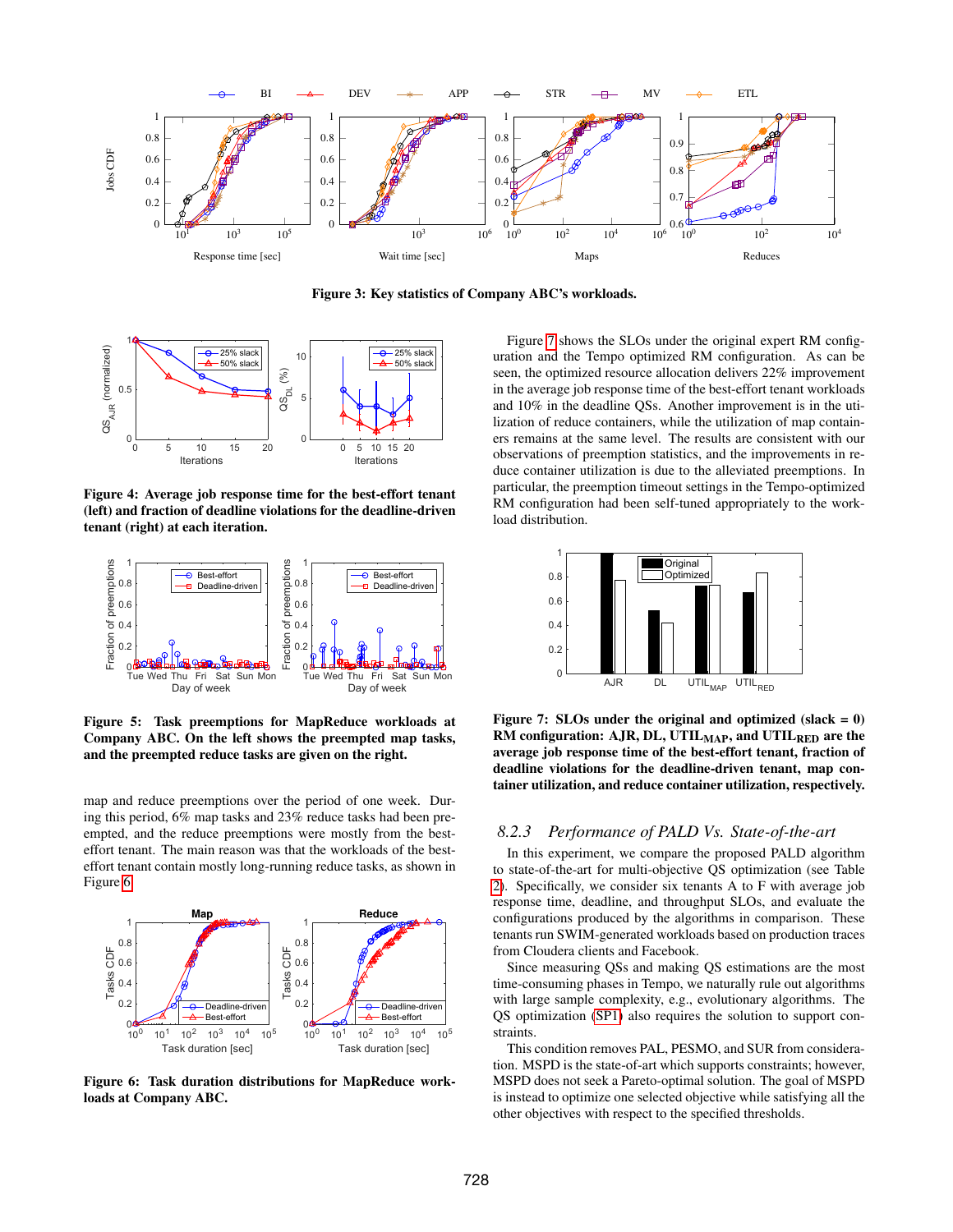**Figure 3: Key statistics of Company ABC's workloads.**

**Figure 4: Average job response time for the best-effort tenant (left) and fraction of deadline violations for the deadline-driven tenant (right) at each iteration.**

**Figure 5: Task preemptions for MapReduce workloads at Company ABC. On the left shows the preempted map tasks, and the preempted reduce tasks are given on the right.**

map and reduce preemptions over the period of one week. During this period, 6% map tasks and 23% reduce tasks had been preempted, and the reduce preemptions were mostly from the best-effort tenant. The main reason was that the workloads of the best-effort tenant contain mostly long-running reduce tasks, as shown in Figure 6.

**Figure 6: Task duration distributions for MapReduce workloads at Company ABC.**

Figure 7 shows the SLOs under the original expert RM configuration and the Tempo optimized RM configuration. As can be seen, the optimized resource allocation delivers 22% improvement in the average job response time of the best-effort tenant workloads and 10% in the deadline QSs. Another improvement is in the utilization of reduce containers, while the utilization of map containers remains at the same level. The results are consistent with our observations of preemption statistics, and the improvements in reduce container utilization is due to the alleviated preemptions. In particular, the preemption timeout settings in the Tempo-optimized RM configuration had been self-tuned appropriately to the workload distribution.

**Figure 7: SLOs under the original and optimized (slack = 0) RM configuration: AJR, DL, $UTIL_{MAP}$, and $UTIL_{RED}$ are the average job response time of the best-effort tenant, fraction of deadline violations for the deadline-driven tenant, map container utilization, and reduce container utilization, respectively.**

### 8.2.3 *Performance of PALD Vs. State-of-the-art*

In this experiment, we compare the proposed PALD algorithm to state-of-the-art for multi-objective QS optimization (see Table 2). Specifically, we consider six tenants A to F with average job response time, deadline, and throughput SLOs, and evaluate the configurations produced by the algorithms in comparison. These tenants run SWIM-generated workloads based on production traces from Cloudera clients and Facebook.

Since measuring QSs and making QS estimations are the most time-consuming phases in Tempo, we naturally rule out algorithms with large sample complexity, e.g., evolutionary algorithms. The QS optimization (SP1) also requires the solution to support constraints.

This condition removes PAL, PESMO, and SUR from consideration. MSPD is the state-of-art which supports constraints; however, MSPD does not seek a Pareto-optimal solution. The goal of MSPD is instead to optimize one selected objective while satisfying all the other objectives with respect to the specified thresholds.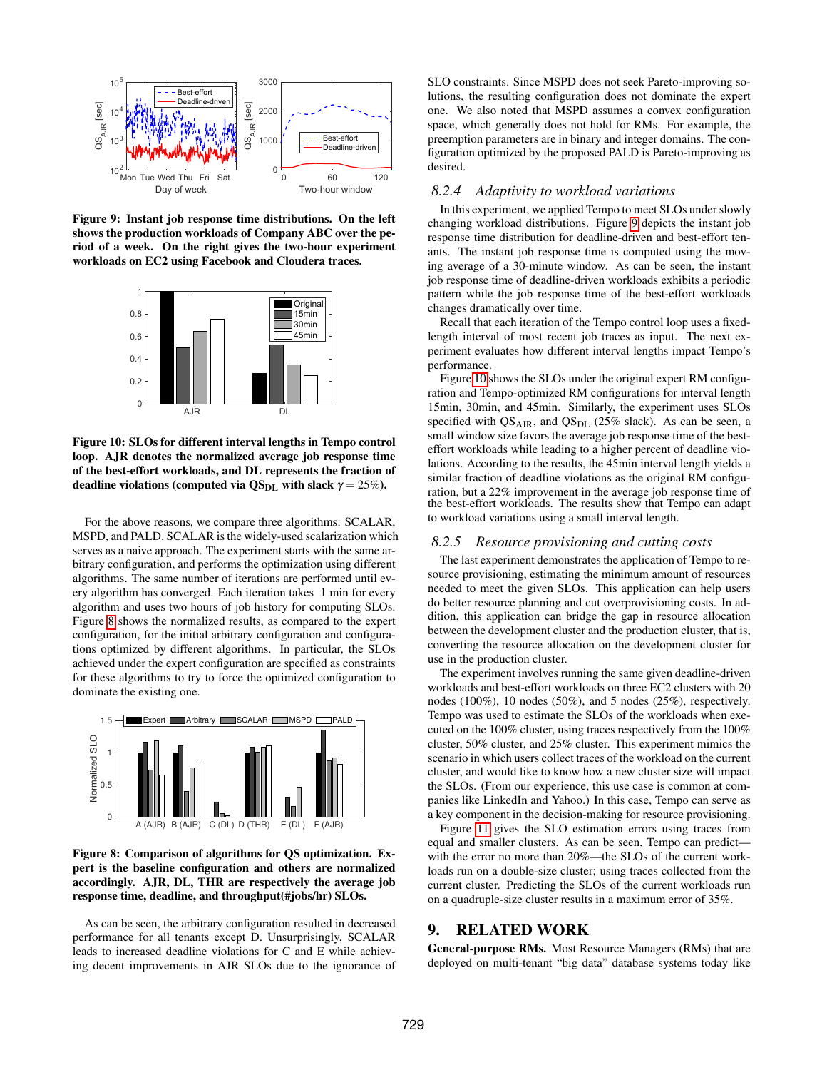Figure 9: Instant job response time distributions. On the left shows the production workloads of Company ABC over the period of a week. On the right gives the two-hour experiment workloads on EC2 using Facebook and Cloudera traces.

Figure 10: SLOs for different interval lengths in Tempo control loop. AJR denotes the normalized average job response time of the best-effort workloads, and DL represents the fraction of deadline violations (computed via $QS_{DL}$ with slack $\gamma = 25\%$).

For the above reasons, we compare three algorithms: SCALAR, MSPD, and PALD. SCALAR is the widely-used scalarization which serves as a naive approach. The experiment starts with the same arbitrary configuration, and performs the optimization using different algorithms. The same number of iterations are performed until every algorithm has converged. Each iteration takes 1 min for every algorithm and uses two hours of job history for computing SLOs. Figure 8 shows the normalized results, as compared to the expert configuration, for the initial arbitrary configuration and configurations optimized by different algorithms. In particular, the SLOs achieved under the expert configuration are specified as constraints for these algorithms to try to force the optimized configuration to dominate the existing one.

Figure 8: Comparison of algorithms for QS optimization. Expert is the baseline configuration and others are normalized accordingly. AJR, DL, THR are respectively the average job response time, deadline, and throughput(#jobs/hr) SLOs.

As can be seen, the arbitrary configuration resulted in decreased performance for all tenants except D. Unsurprisingly, SCALAR leads to increased deadline violations for C and E while achieving decent improvements in AJR SLOs due to the ignorance of SLO constraints. Since MSPD does not seek Pareto-improving solutions, the resulting configuration does not dominate the expert one. We also noted that MSPD assumes a convex configuration space, which generally does not hold for RMs. For example, the preemption parameters are in binary and integer domains. The configuration optimized by the proposed PALD is Pareto-improving as desired.

### 8.2.4 *Adaptivity to workload variations*

In this experiment, we applied Tempo to meet SLOs under slowly changing workload distributions. Figure 9 depicts the instant job response time distribution for deadline-driven and best-effort tenants. The instant job response time is computed using the moving average of a 30-minute window. As can be seen, the instant job response time of deadline-driven workloads exhibits a periodic pattern while the job response time of the best-effort workloads changes dramatically over time.

Recall that each iteration of the Tempo control loop uses a fixed-length interval of most recent job traces as input. The next experiment evaluates how different interval lengths impact Tempo's performance.

Figure 10 shows the SLOs under the original expert RM configuration and Tempo-optimized RM configurations for interval length 15min, 30min, and 45min. Similarly, the experiment uses SLOs specified with $QS_{AJR}$, and $QS_{DL}$ (25% slack). As can be seen, a small window size favors the average job response time of the best-effort workloads while leading to a higher percent of deadline violations. According to the results, the 45min interval length yields a similar fraction of deadline violations as the original RM configuration, but a 22% improvement in the average job response time of the best-effort workloads. The results show that Tempo can adapt to workload variations using a small interval length.

### 8.2.5 *Resource provisioning and cutting costs*

The last experiment demonstrates the application of Tempo to resource provisioning, estimating the minimum amount of resources needed to meet the given SLOs. This application can help users do better resource planning and cut overprovisioning costs. In addition, this application can bridge the gap in resource allocation between the development cluster and the production cluster, that is, converting the resource allocation on the development cluster for use in the production cluster.

The experiment involves running the same given deadline-driven workloads and best-effort workloads on three EC2 clusters with 20 nodes (100%), 10 nodes (50%), and 5 nodes (25%), respectively. Tempo was used to estimate the SLOs of the workloads when executed on the 100% cluster, using traces respectively from the 100% cluster, 50% cluster, and 25% cluster. This experiment mimics the scenario in which users collect traces of the workload on the current cluster, and would like to know how a new cluster size will impact the SLOs. (From our experience, this use case is common at companies like LinkedIn and Yahoo.) In this case, Tempo can serve as a key component in the decision-making for resource provisioning.

Figure 11 gives the SLO estimation errors using traces from equal and smaller clusters. As can be seen, Tempo can predict—with the error no more than 20%—the SLOs of the current workloads run on a double-size cluster; using traces collected from the current cluster. Predicting the SLOs of the current workloads run on a quadruple-size cluster results in a maximum error of 35%.

## 9. RELATED WORK

**General-purpose RMs.** Most Resource Managers (RMs) that are deployed on multi-tenant "big data" database systems today like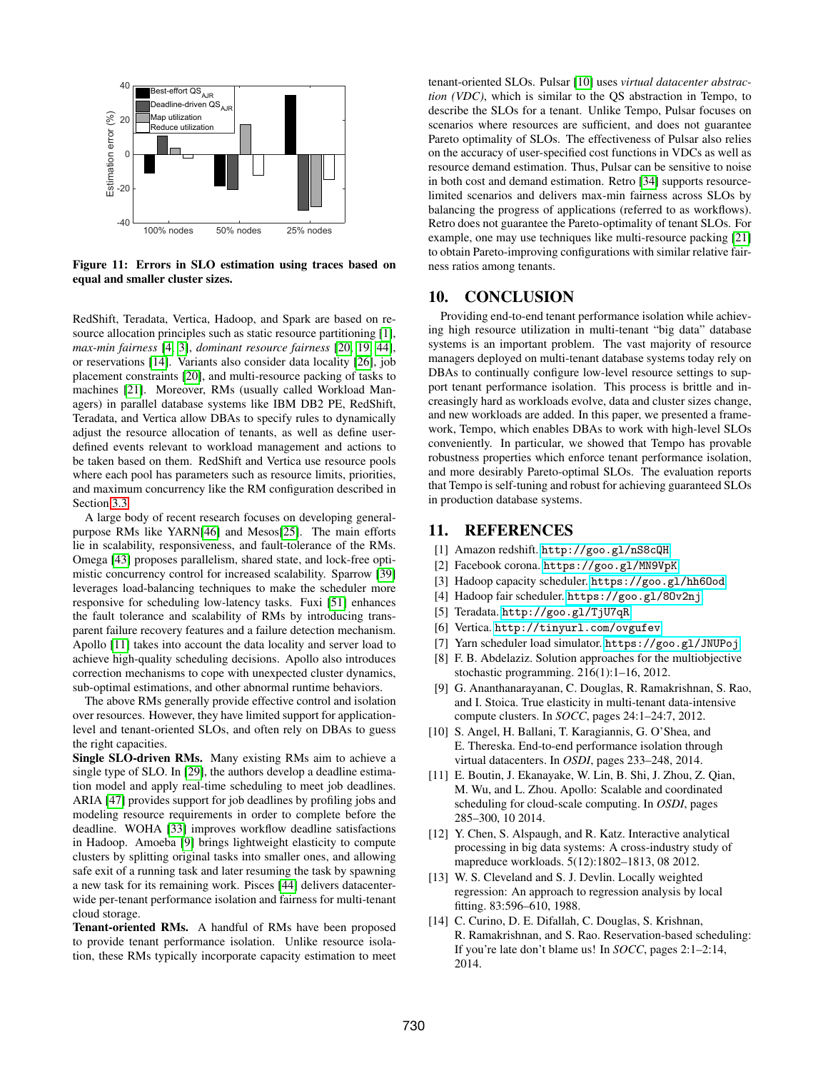Figure 11: Errors in SLO estimation using traces based on equal and smaller cluster sizes.

RedShift, Teradata, Vertica, Hadoop, and Spark are based on resource allocation principles such as static resource partitioning [1], *max-min fairness* [4, 3], *dominant resource fairness* [20, 19, 44], or reservations [14]. Variants also consider data locality [26], job placement constraints [20], and multi-resource packing of tasks to machines [21]. Moreover, RMs (usually called Workload Managers) in parallel database systems like IBM DB2 PE, RedShift, Teradata, and Vertica allow DBAs to specify rules to dynamically adjust the resource allocation of tenants, as well as define user-defined events relevant to workload management and actions to be taken based on them. RedShift and Vertica use resource pools where each pool has parameters such as resource limits, priorities, and maximum concurrency like the RM configuration described in Section 3.3.

A large body of recent research focuses on developing general-purpose RMs like YARN[46] and Mesos[25]. The main efforts lie in scalability, responsiveness, and fault-tolerance of the RMs. Omega [43] proposes parallelism, shared state, and lock-free optimistic concurrency control for increased scalability. Sparrow [39] leverages load-balancing techniques to make the scheduler more responsive for scheduling low-latency tasks. Fuxi [51] enhances the fault tolerance and scalability of RMs by introducing transparent failure recovery features and a failure detection mechanism. Apollo [11] takes into account the data locality and server load to achieve high-quality scheduling decisions. Apollo also introduces correction mechanisms to cope with unexpected cluster dynamics, sub-optimal estimations, and other abnormal runtime behaviors.

The above RMs generally provide effective control and isolation over resources. However, they have limited support for application-level and tenant-oriented SLOs, and often rely on DBAs to guess the right capacities.

**Single SLO-driven RMs.** Many existing RMs aim to achieve a single type of SLO. In [29], the authors develop a deadline estimation model and apply real-time scheduling to meet job deadlines. ARIA [47] provides support for job deadlines by profiling jobs and modeling resource requirements in order to complete before the deadline. WOHA [33] improves workflow deadline satisfactions in Hadoop. Amoeba [9] brings lightweight elasticity to compute clusters by splitting original tasks into smaller ones, and allowing safe exit of a running task and later resuming the task by spawning a new task for its remaining work. Pisces [44] delivers datacenter-wide per-tenant performance isolation and fairness for multi-tenant cloud storage.

**Tenant-oriented RMs.** A handful of RMs have been proposed to provide tenant performance isolation. Unlike resource isolation, these RMs typically incorporate capacity estimation to meet tenant-oriented SLOs. Pulsar [10] uses *virtual datacenter abstraction (VDC)*, which is similar to the QS abstraction in Tempo, to describe the SLOs for a tenant. Unlike Tempo, Pulsar focuses on scenarios where resources are sufficient, and does not guarantee Pareto optimality of SLOs. The effectiveness of Pulsar also relies on the accuracy of user-specified cost functions in VDCs as well as resource demand estimation. Thus, Pulsar can be sensitive to noise in both cost and demand estimation. Retro [34] supports resource-limited scenarios and delivers max-min fairness across SLOs by balancing the progress of applications (referred to as workflows). Retro does not guarantee the Pareto-optimality of tenant SLOs. For example, one may use techniques like multi-resource packing [21] to obtain Pareto-improving configurations with similar relative fairness ratios among tenants.

## 10. CONCLUSION

Providing end-to-end tenant performance isolation while achieving high resource utilization in multi-tenant "big data" database systems is an important problem. The vast majority of resource managers deployed on multi-tenant database systems today rely on DBAs to continually configure low-level resource settings to support tenant performance isolation. This process is brittle and increasingly hard as workloads evolve, data and cluster sizes change, and new workloads are added. In this paper, we presented a framework, Tempo, which enables DBAs to work with high-level SLOs conveniently. In particular, we showed that Tempo has provable robustness properties which enforce tenant performance isolation, and more desirably Pareto-optimal SLOs. The evaluation reports that Tempo is self-tuning and robust for achieving guaranteed SLOs in production database systems.

## 11. REFERENCES

[1] Amazon redshift. http://goo.gl/nS8cQH.

[2] Facebook corona. https://goo.gl/MN9VpK.

[3] Hadoop capacity scheduler. https://goo.gl/hh6Ood.

[4] Hadoop fair scheduler. https://goo.gl/8Ov2nj.

[5] Teradata. http://goo.gl/TjU7qR.

[6] Vertica. http://tinyurl.com/ovgufev.

[7] Yarn scheduler load simulator. https://goo.gl/JNUPoj.

[8] F. B. Abdelaziz. Solution approaches for the multiobjective stochastic programming. 216(1):1–16, 2012.

[9] G. Ananthanarayanan, C. Douglas, R. Ramakrishnan, S. Rao, and I. Stoica. True elasticity in multi-tenant data-intensive compute clusters. In *SOCC*, pages 24:1–24:7, 2012.

[10] S. Angel, H. Ballani, T. Karagiannis, G. O'Shea, and E. Thereska. End-to-end performance isolation through virtual datacenters. In *OSDI*, pages 233–248, 2014.

[11] E. Boutin, J. Ekanayake, W. Lin, B. Shi, J. Zhou, Z. Qian, M. Wu, and L. Zhou. Apollo: Scalable and coordinated scheduling for cloud-scale computing. In *OSDI*, pages 285–300, 10 2014.

[12] Y. Chen, S. Alspaugh, and R. Katz. Interactive analytical processing in big data systems: A cross-industry study of mapreduce workloads. 5(12):1802–1813, 08 2012.

[13] W. S. Cleveland and S. J. Devlin. Locally weighted regression: An approach to regression analysis by local fitting. 83:596–610, 1988.

[14] C. Curino, D. E. Difallah, C. Douglas, S. Krishnan, R. Ramakrishnan, and S. Rao. Reservation-based scheduling: If you're late don't blame us! In *SOCC*, pages 2:1–2:14, 2014.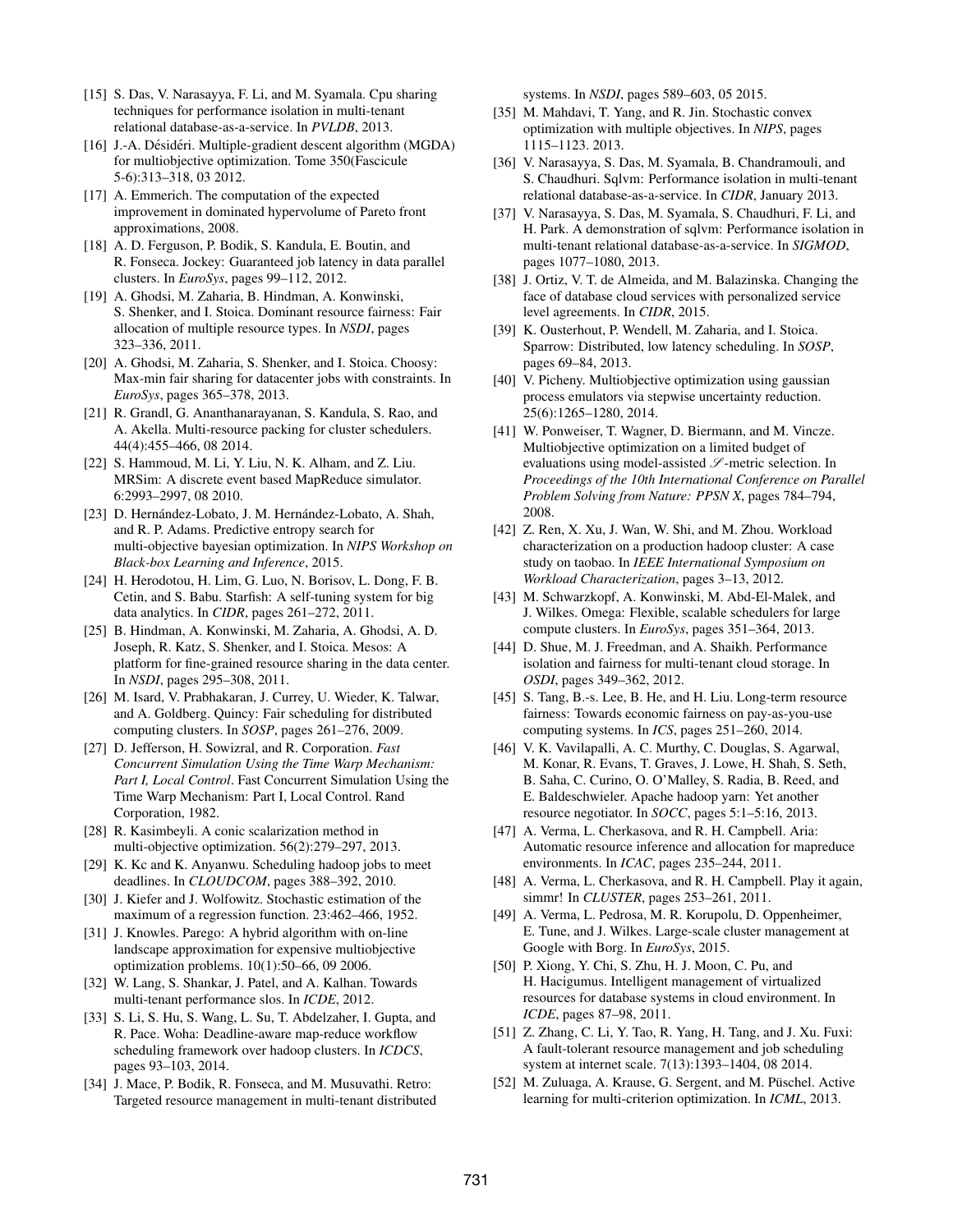[15] S. Das, V. Narasayya, F. Li, and M. Syamala. Cpu sharing techniques for performance isolation in multi-tenant relational database-as-a-service. In *PVLDB*, 2013.

[16] J.-A. Désidéri. Multiple-gradient descent algorithm (MGDA) for multiobjective optimization. Tome 350(Fascicule 5-6):313–318, 03 2012.

[17] A. Emmerich. The computation of the expected improvement in dominated hypervolume of Pareto front approximations, 2008.

[18] A. D. Ferguson, P. Bodik, S. Kandula, E. Boutin, and R. Fonseca. Jockey: Guaranteed job latency in data parallel clusters. In *EuroSys*, pages 99–112, 2012.

[19] A. Ghodsi, M. Zaharia, B. Hindman, A. Konwinski, S. Shenker, and I. Stoica. Dominant resource fairness: Fair allocation of multiple resource types. In *NSDI*, pages 323–336, 2011.

[20] A. Ghodsi, M. Zaharia, S. Shenker, and I. Stoica. Choosy: Max-min fair sharing for datacenter jobs with constraints. In *EuroSys*, pages 365–378, 2013.

[21] R. Grandl, G. Ananthanarayanan, S. Kandula, S. Rao, and A. Akella. Multi-resource packing for cluster schedulers. 44(4):455–466, 08 2014.

[22] S. Hammoud, M. Li, Y. Liu, N. K. Alham, and Z. Liu. MRSim: A discrete event based MapReduce simulator. 6:2993–2997, 08 2010.

[23] D. Hernández-Lobato, J. M. Hernández-Lobato, A. Shah, and R. P. Adams. Predictive entropy search for multi-objective bayesian optimization. In *NIPS Workshop on Black-box Learning and Inference*, 2015.

[24] H. Herodotou, H. Lim, G. Luo, N. Borisov, L. Dong, F. B. Cetin, and S. Babu. Starfish: A self-tuning system for big data analytics. In *CIDR*, pages 261–272, 2011.

[25] B. Hindman, A. Konwinski, M. Zaharia, A. Ghodsi, A. D. Joseph, R. Katz, S. Shenker, and I. Stoica. Mesos: A platform for fine-grained resource sharing in the data center. In *NSDI*, pages 295–308, 2011.

[26] M. Isard, V. Prabhakaran, J. Currey, U. Wieder, K. Talwar, and A. Goldberg. Quincy: Fair scheduling for distributed computing clusters. In *SOSP*, pages 261–276, 2009.

[27] D. Jefferson, H. Sowizral, and R. Corporation. *Fast Concurrent Simulation Using the Time Warp Mechanism: Part I, Local Control*. Fast Concurrent Simulation Using the Time Warp Mechanism: Part I, Local Control. Rand Corporation, 1982.

[28] R. Kasimbeyli. A conic scalarization method in multi-objective optimization. 56(2):279–297, 2013.

[29] K. Kc and K. Anyanwu. Scheduling hadoop jobs to meet deadlines. In *CLOUDCOM*, pages 388–392, 2010.

[30] J. Kiefer and J. Wolfowitz. Stochastic estimation of the maximum of a regression function. 23:462–466, 1952.

[31] J. Knowles. Parego: A hybrid algorithm with on-line landscape approximation for expensive multiobjective optimization problems. 10(1):50–66, 09 2006.

[32] W. Lang, S. Shankar, J. Patel, and A. Kalhan. Towards multi-tenant performance slos. In *ICDE*, 2012.

[33] S. Li, S. Hu, S. Wang, L. Su, T. Abdelzaher, I. Gupta, and R. Pace. Woha: Deadline-aware map-reduce workflow scheduling framework over hadoop clusters. In *ICDCS*, pages 93–103, 2014.

[34] J. Mace, P. Bodik, R. Fonseca, and M. Musuvathi. Retro: Targeted resource management in multi-tenant distributed systems. In *NSDI*, pages 589–603, 05 2015.

[35] M. Mahdavi, T. Yang, and R. Jin. Stochastic convex optimization with multiple objectives. In *NIPS*, pages 1115–1123. 2013.

[36] V. Narasayya, S. Das, M. Syamala, B. Chandramouli, and S. Chaudhuri. Sqlvm: Performance isolation in multi-tenant relational database-as-a-service. In *CIDR*, January 2013.

[37] V. Narasayya, S. Das, M. Syamala, S. Chaudhuri, F. Li, and H. Park. A demonstration of sqlvm: Performance isolation in multi-tenant relational database-as-a-service. In *SIGMOD*, pages 1077–1080, 2013.

[38] J. Ortiz, V. T. de Almeida, and M. Balazinska. Changing the face of database cloud services with personalized service level agreements. In *CIDR*, 2015.

[39] K. Ousterhout, P. Wendell, M. Zaharia, and I. Stoica. Sparrow: Distributed, low latency scheduling. In *SOSP*, pages 69–84, 2013.

[40] V. Picheny. Multiobjective optimization using gaussian process emulators via stepwise uncertainty reduction. 25(6):1265–1280, 2014.

[41] W. Ponweiser, T. Wagner, D. Biermann, and M. Vincze. Multiobjective optimization on a limited budget of evaluations using model-assisted $\mathcal{S}$-metric selection. In *Proceedings of the 10th International Conference on Parallel Problem Solving from Nature: PPSN X*, pages 784–794, 2008.

[42] Z. Ren, X. Xu, J. Wan, W. Shi, and M. Zhou. Workload characterization on a production hadoop cluster: A case study on taobao. In *IEEE International Symposium on Workload Characterization*, pages 3–13, 2012.

[43] M. Schwarzkopf, A. Konwinski, M. Abd-El-Malek, and J. Wilkes. Omega: Flexible, scalable schedulers for large compute clusters. In *EuroSys*, pages 351–364, 2013.

[44] D. Shue, M. J. Freedman, and A. Shaikh. Performance isolation and fairness for multi-tenant cloud storage. In *OSDI*, pages 349–362, 2012.

[45] S. Tang, B.-s. Lee, B. He, and H. Liu. Long-term resource fairness: Towards economic fairness on pay-as-you-use computing systems. In *ICS*, pages 251–260, 2014.

[46] V. K. Vavilapalli, A. C. Murthy, C. Douglas, S. Agarwal, M. Konar, R. Evans, T. Graves, J. Lowe, H. Shah, S. Seth, B. Saha, C. Curino, O. O'Malley, S. Radia, B. Reed, and E. Baldeschwieler. Apache hadoop yarn: Yet another resource negotiator. In *SOCC*, pages 5:1–5:16, 2013.

[47] A. Verma, L. Cherkasova, and R. H. Campbell. Aria: Automatic resource inference and allocation for mapreduce environments. In *ICAC*, pages 235–244, 2011.

[48] A. Verma, L. Cherkasova, and R. H. Campbell. Play it again, simmr! In *CLUSTER*, pages 253–261, 2011.

[49] A. Verma, L. Pedrosa, M. R. Korupolu, D. Oppenheimer, E. Tune, and J. Wilkes. Large-scale cluster management at Google with Borg. In *EuroSys*, 2015.

[50] P. Xiong, Y. Chi, S. Zhu, H. J. Moon, C. Pu, and H. Hacigumus. Intelligent management of virtualized resources for database systems in cloud environment. In *ICDE*, pages 87–98, 2011.

[51] Z. Zhang, C. Li, Y. Tao, R. Yang, H. Tang, and J. Xu. Fuxi: A fault-tolerant resource management and job scheduling system at internet scale. 7(13):1393–1404, 08 2014.

[52] M. Zuluaga, A. Krause, G. Sergent, and M. Püschel. Active learning for multi-criterion optimization. In *ICML*, 2013.